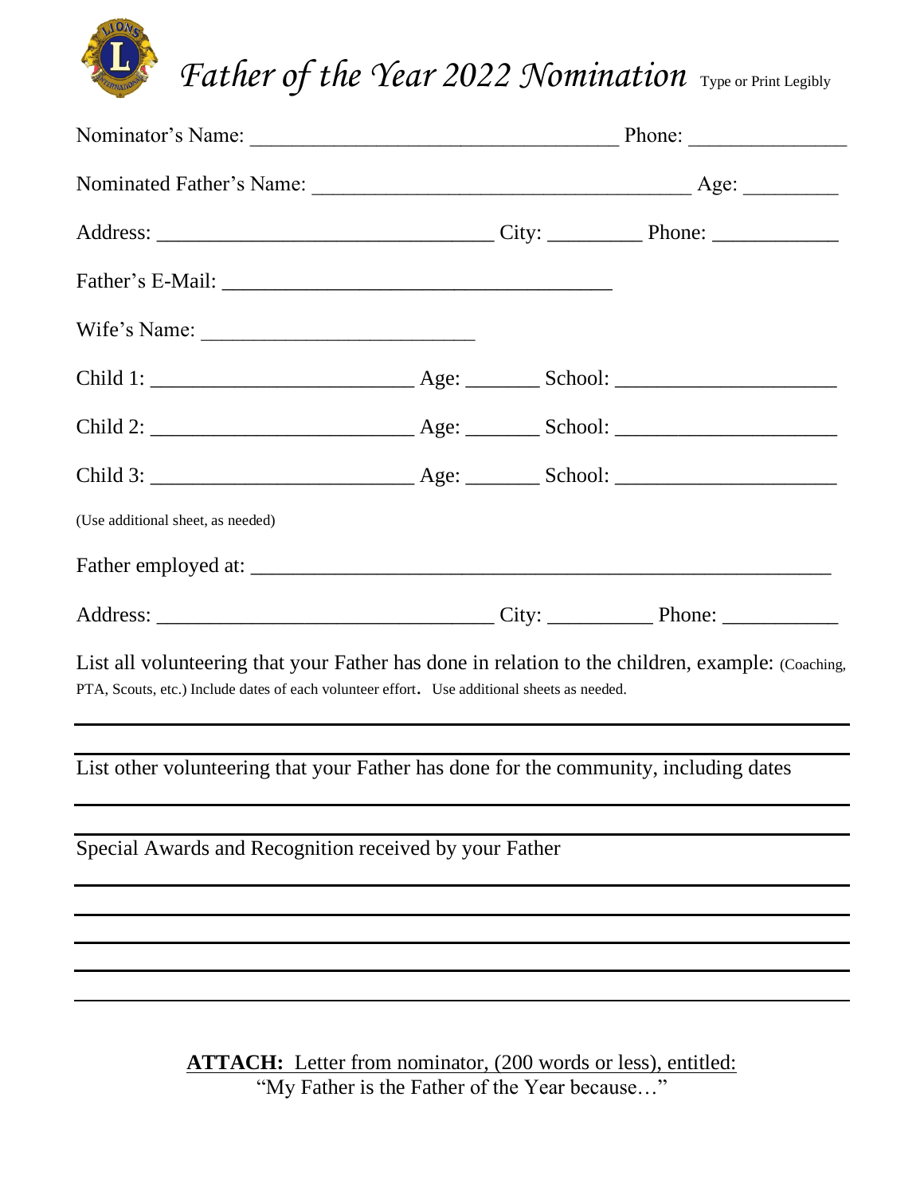# *Father of the Year 2022 Nomination* Type or Print Legibly

Nominator's Name: ___________________________________ Phone: _______________

Nominated Father's Name: ____________________________________ Age: _________

Address: ________________________________ City: _________ Phone: ____________

Father's E-Mail: _____________________________________

Wife's Name: __________________________

Child 1: _________________________ Age: _______ School: _____________________

Child 2: _________________________ Age: _______ School: _____________________

Child 3: _________________________ Age: _______ School: _____________________

(Use additional sheet, as needed)

Father employed at: _______________________________________________________

Address: ________________________________ City: __________ Phone: ___________

List all volunteering that your Father has done in relation to the children, example: (Coaching, PTA, Scouts, etc.) Include dates of each volunteer effort. Use additional sheets as needed.

______________________________________________________________________________

______________________________________________________________________________

List other volunteering that your Father has done for the community, including dates

______________________________________________________________________________

______________________________________________________________________________

Special Awards and Recognition received by your Father

______________________________________________________________________________

______________________________________________________________________________

______________________________________________________________________________

______________________________________________________________________________

______________________________________________________________________________

**ATTACH:** Letter from nominator, (200 words or less), entitled:
"My Father is the Father of the Year because…"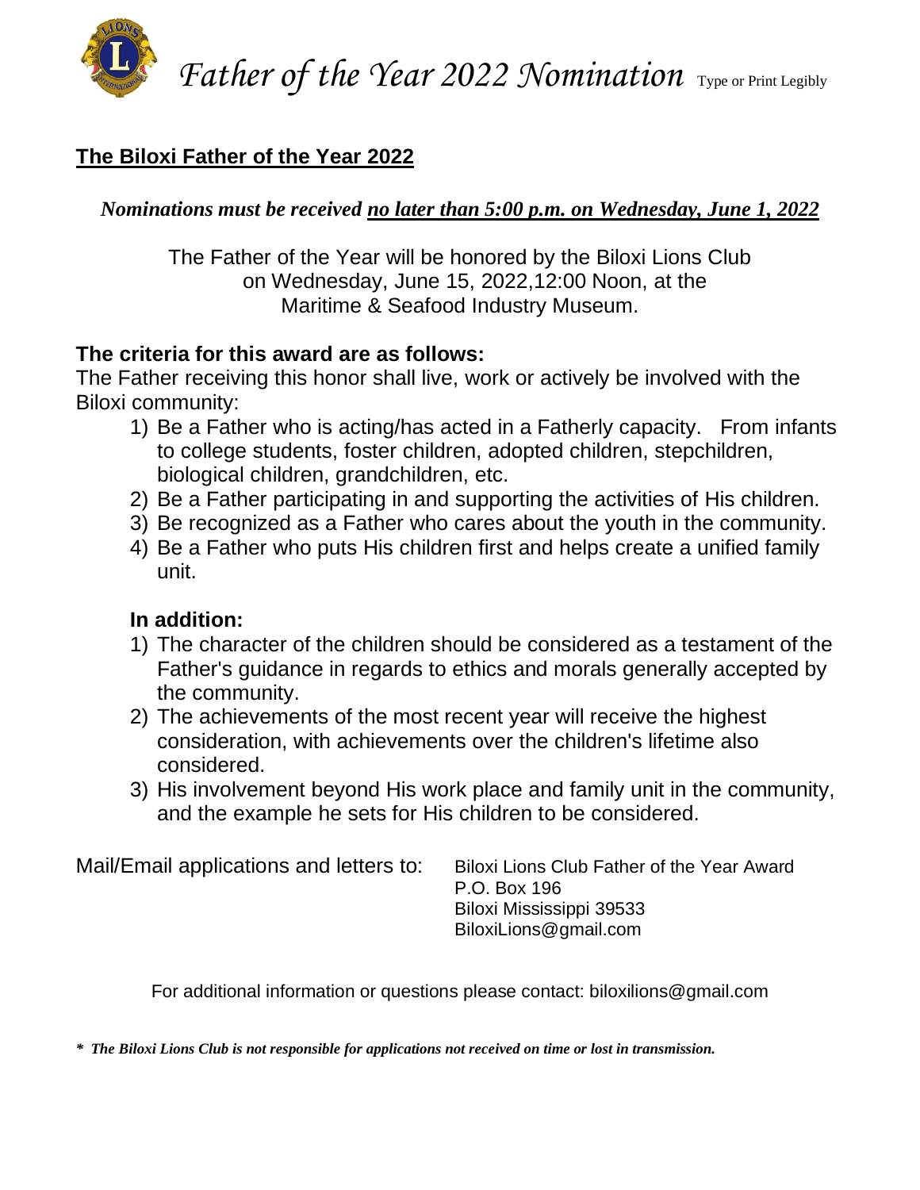# Father of the Year 2022 Nomination

Type or Print Legibly

## The Biloxi Father of the Year 2022

***Nominations must be received no later than 5:00 p.m. on Wednesday, June 1, 2022***

The Father of the Year will be honored by the Biloxi Lions Club on Wednesday, June 15, 2022,12:00 Noon, at the Maritime & Seafood Industry Museum.

**The criteria for this award are as follows:**

The Father receiving this honor shall live, work or actively be involved with the Biloxi community:

1) Be a Father who is acting/has acted in a Fatherly capacity. From infants to college students, foster children, adopted children, stepchildren, biological children, grandchildren, etc.
2) Be a Father participating in and supporting the activities of His children.
3) Be recognized as a Father who cares about the youth in the community.
4) Be a Father who puts His children first and helps create a unified family unit.

**In addition:**

1) The character of the children should be considered as a testament of the Father's guidance in regards to ethics and morals generally accepted by the community.
2) The achievements of the most recent year will receive the highest consideration, with achievements over the children's lifetime also considered.
3) His involvement beyond His work place and family unit in the community, and the example he sets for His children to be considered.

Mail/Email applications and letters to:

Biloxi Lions Club Father of the Year Award
P.O. Box 196
Biloxi Mississippi 39533
BiloxiLions@gmail.com

For additional information or questions please contact: biloxilions@gmail.com

***\* The Biloxi Lions Club is not responsible for applications not received on time or lost in transmission.***